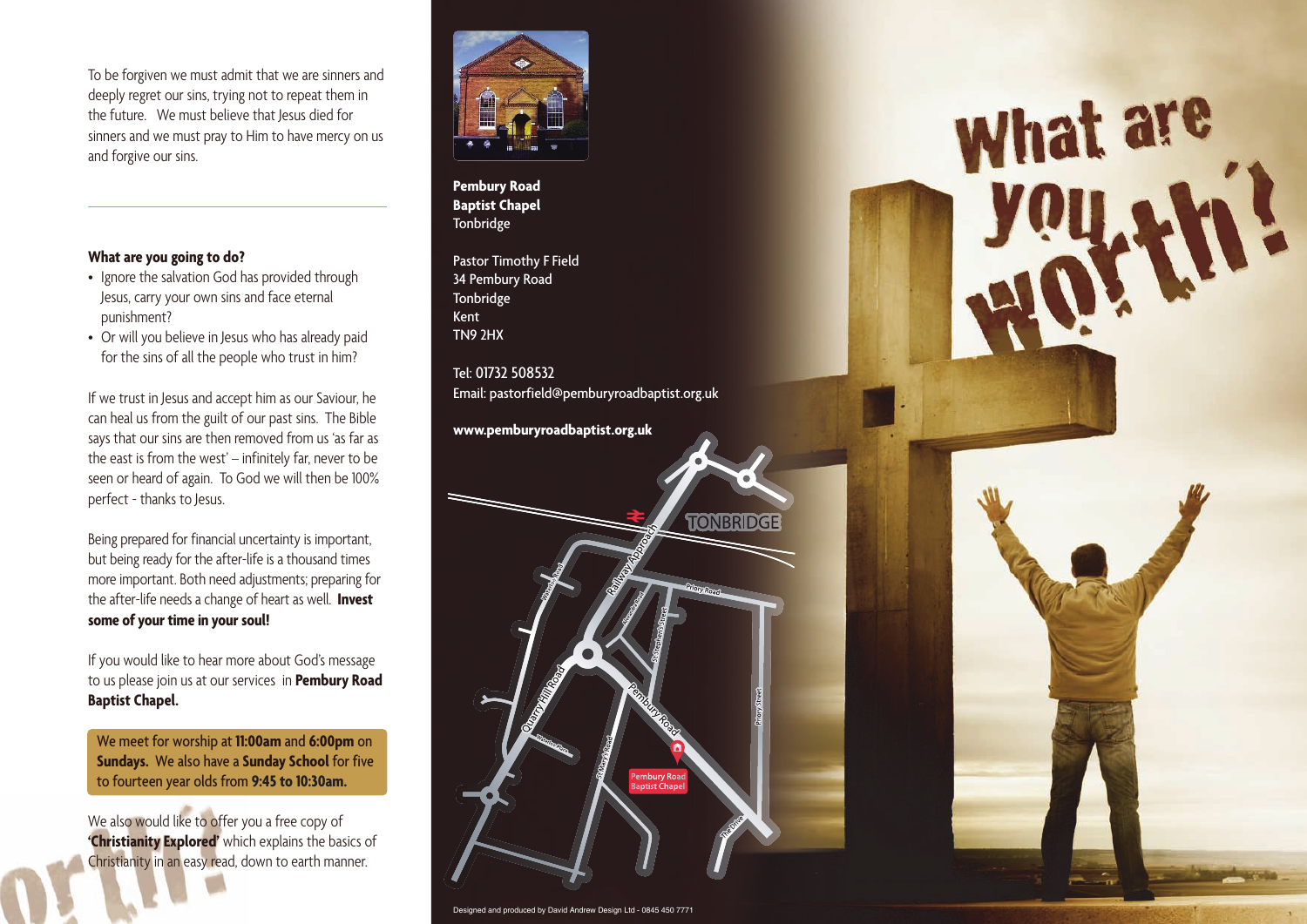To be forgiven we must admit that we are sinners and deeply regret our sins, trying not to repeat them in the future. We must believe that Jesus died for sinners and we must pray to Him to have mercy on us and forgive our sins.

---

**What are you going to do?**

- Ignore the salvation God has provided through Jesus, carry your own sins and face eternal punishment?
- Or will you believe in Jesus who has already paid for the sins of all the people who trust in him?

If we trust in Jesus and accept him as our Saviour, he can heal us from the guilt of our past sins. The Bible says that our sins are then removed from us 'as far as the east is from the west' – infinitely far, never to be seen or heard of again. To God we will then be 100% perfect - thanks to Jesus.

Being prepared for financial uncertainty is important, but being ready for the after-life is a thousand times more important. Both need adjustments; preparing for the after-life needs a change of heart as well. **Invest some of your time in your soul!**

If you would like to hear more about God's message to us please join us at our services in **Pembury Road Baptist Chapel.**

We meet for worship at **11:00am** and **6:00pm** on **Sundays.** We also have a **Sunday School** for five to fourteen year olds from **9:45 to 10:30am.**

We also would like to offer you a free copy of **'Christianity Explored'** which explains the basics of Christianity in an easy read, down to earth manner.

**Pembury Road**
**Baptist Chapel**
Tonbridge

Pastor Timothy F Field
34 Pembury Road
Tonbridge
Kent
TN9 2HX

Tel: 01732 508532
Email: pastorfield@pemburyroadbaptist.org.uk

**www.pemburyroadbaptist.org.uk**

TONBRIDGE

Railway Approach · Priory Road · Quarry Hill Road · Pembury Road · St Stephen's Street · Priory Street · St Mary's Road · The Drive

Pembury Road Baptist Chapel

# What are you worth?

Designed and produced by David Andrew Design Ltd - 0845 450 7771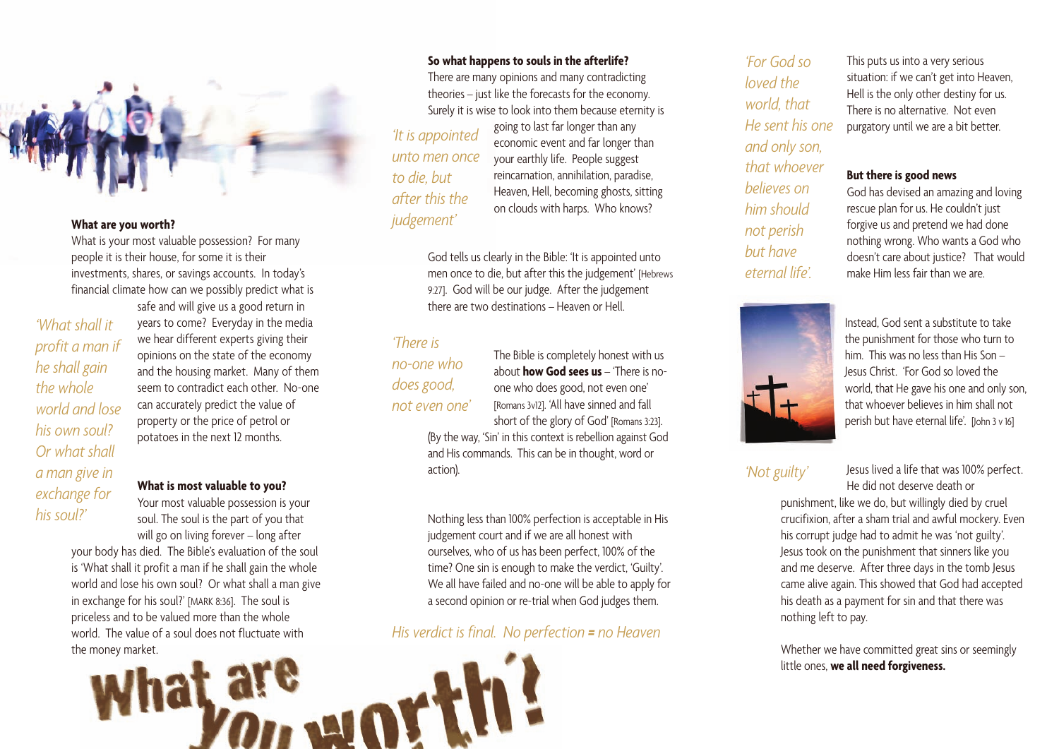## What are you worth?

What is your most valuable possession? For many people it is their house, for some it is their investments, shares, or savings accounts. In today's financial climate how can we possibly predict what is safe and will give us a good return in years to come? Everyday in the media we hear different experts giving their opinions on the state of the economy and the housing market. Many of them seem to contradict each other. No-one can accurately predict the value of property or the price of petrol or potatoes in the next 12 months.

*'What shall it profit a man if he shall gain the whole world and lose his own soul? Or what shall a man give in exchange for his soul?'*

### What is most valuable to you?

Your most valuable possession is your soul. The soul is the part of you that will go on living forever – long after your body has died. The Bible's evaluation of the soul is 'What shall it profit a man if he shall gain the whole world and lose his own soul? Or what shall a man give in exchange for his soul?' [MARK 8:36]. The soul is priceless and to be valued more than the whole world. The value of a soul does not fluctuate with the money market.

### So what happens to souls in the afterlife?

There are many opinions and many contradicting theories – just like the forecasts for the economy. Surely it is wise to look into them because eternity is going to last far longer than any economic event and far longer than your earthly life. People suggest reincarnation, annihilation, paradise, Heaven, Hell, becoming ghosts, sitting on clouds with harps. Who knows?

*'It is appointed unto men once to die, but after this the judgement'*

God tells us clearly in the Bible: 'It is appointed unto men once to die, but after this the judgement' [Hebrews 9:27]. God will be our judge. After the judgement there are two destinations – Heaven or Hell.

*'There is no-one who does good, not even one'*

The Bible is completely honest with us about **how God sees us** – 'There is no-one who does good, not even one' [Romans 3v12]. 'All have sinned and fall short of the glory of God' [Romans 3:23]. (By the way, 'Sin' in this context is rebellion against God and His commands. This can be in thought, word or action).

Nothing less than 100% perfection is acceptable in His judgement court and if we are all honest with ourselves, who of us has been perfect, 100% of the time? One sin is enough to make the verdict, 'Guilty'. We all have failed and no-one will be able to apply for a second opinion or re-trial when God judges them.

*His verdict is final. No perfection = no Heaven*

*'For God so loved the world, that He sent his one and only son, that whoever believes on him should not perish but have eternal life'.*

This puts us into a very serious situation: if we can't get into Heaven, Hell is the only other destiny for us. There is no alternative. Not even purgatory until we are a bit better.

### But there is good news

God has devised an amazing and loving rescue plan for us. He couldn't just forgive us and pretend we had done nothing wrong. Who wants a God who doesn't care about justice? That would make Him less fair than we are.

Instead, God sent a substitute to take the punishment for those who turn to him. This was no less than His Son – Jesus Christ. 'For God so loved the world, that He gave his one and only son, that whoever believes in him shall not perish but have eternal life'. [John 3 v 16]

*'Not guilty'*

Jesus lived a life that was 100% perfect. He did not deserve death or punishment, like we do, but willingly died by cruel crucifixion, after a sham trial and awful mockery. Even his corrupt judge had to admit he was 'not guilty'. Jesus took on the punishment that sinners like you and me deserve. After three days in the tomb Jesus came alive again. This showed that God had accepted his death as a payment for sin and that there was nothing left to pay.

Whether we have committed great sins or seemingly little ones, **we all need forgiveness.**

What are you worth?